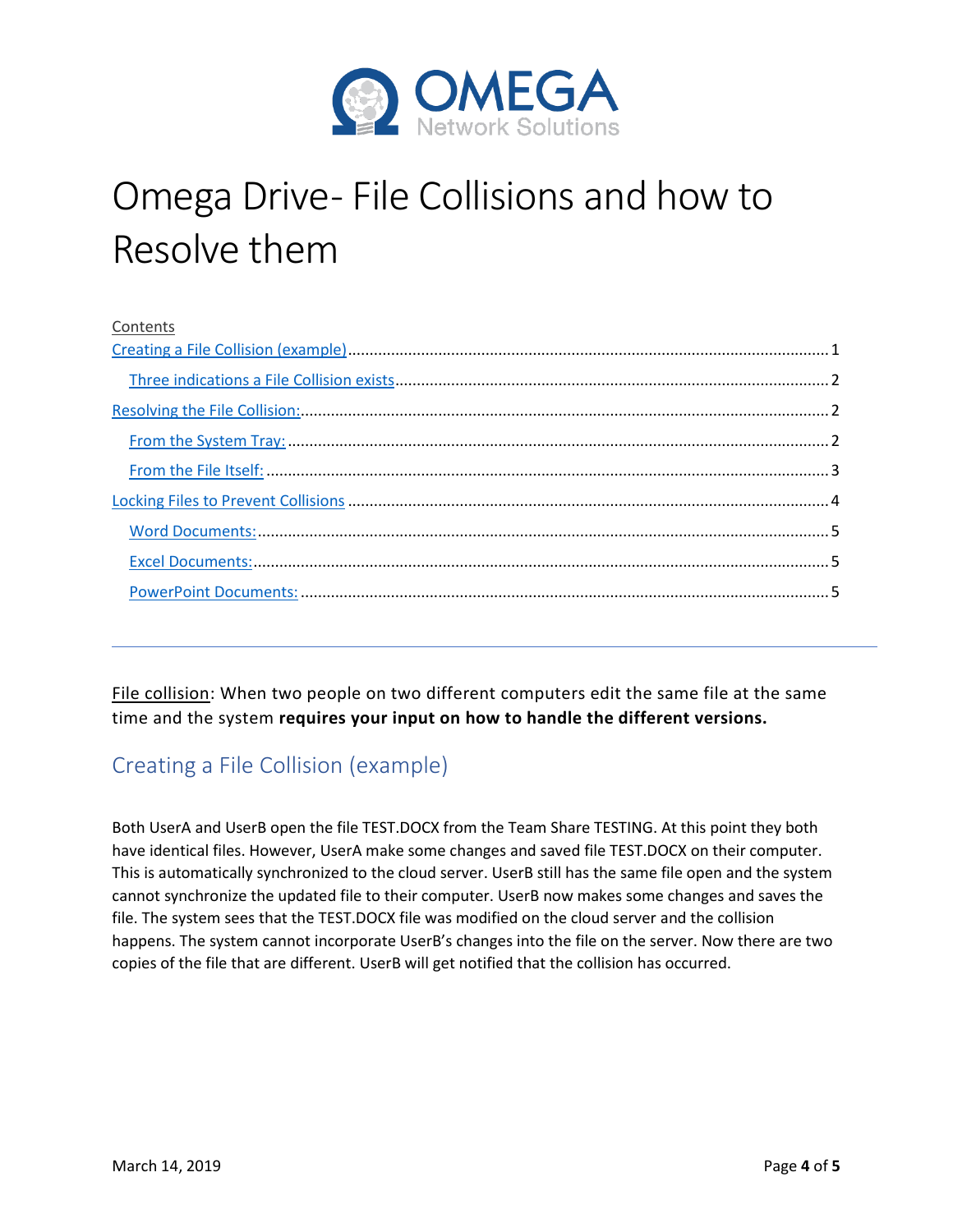Omega Network Solutions

# Omega Drive- File Collisions and how to Resolve them

Contents

- Creating a File Collision (example) ........ 1
  - Three indications a File Collision exists ........ 2
- Resolving the File Collision: ........ 2
  - From the System Tray: ........ 2
  - From the File Itself: ........ 3
- Locking Files to Prevent Collisions ........ 4
  - Word Documents: ........ 5
  - Excel Documents: ........ 5
  - PowerPoint Documents: ........ 5

---

File collision: When two people on two different computers edit the same file at the same time and the system **requires your input on how to handle the different versions.**

## Creating a File Collision (example)

Both UserA and UserB open the file TEST.DOCX from the Team Share TESTING. At this point they both have identical files. However, UserA make some changes and saved file TEST.DOCX on their computer. This is automatically synchronized to the cloud server. UserB still has the same file open and the system cannot synchronize the updated file to their computer. UserB now makes some changes and saves the file. The system sees that the TEST.DOCX file was modified on the cloud server and the collision happens. The system cannot incorporate UserB's changes into the file on the server. Now there are two copies of the file that are different. UserB will get notified that the collision has occurred.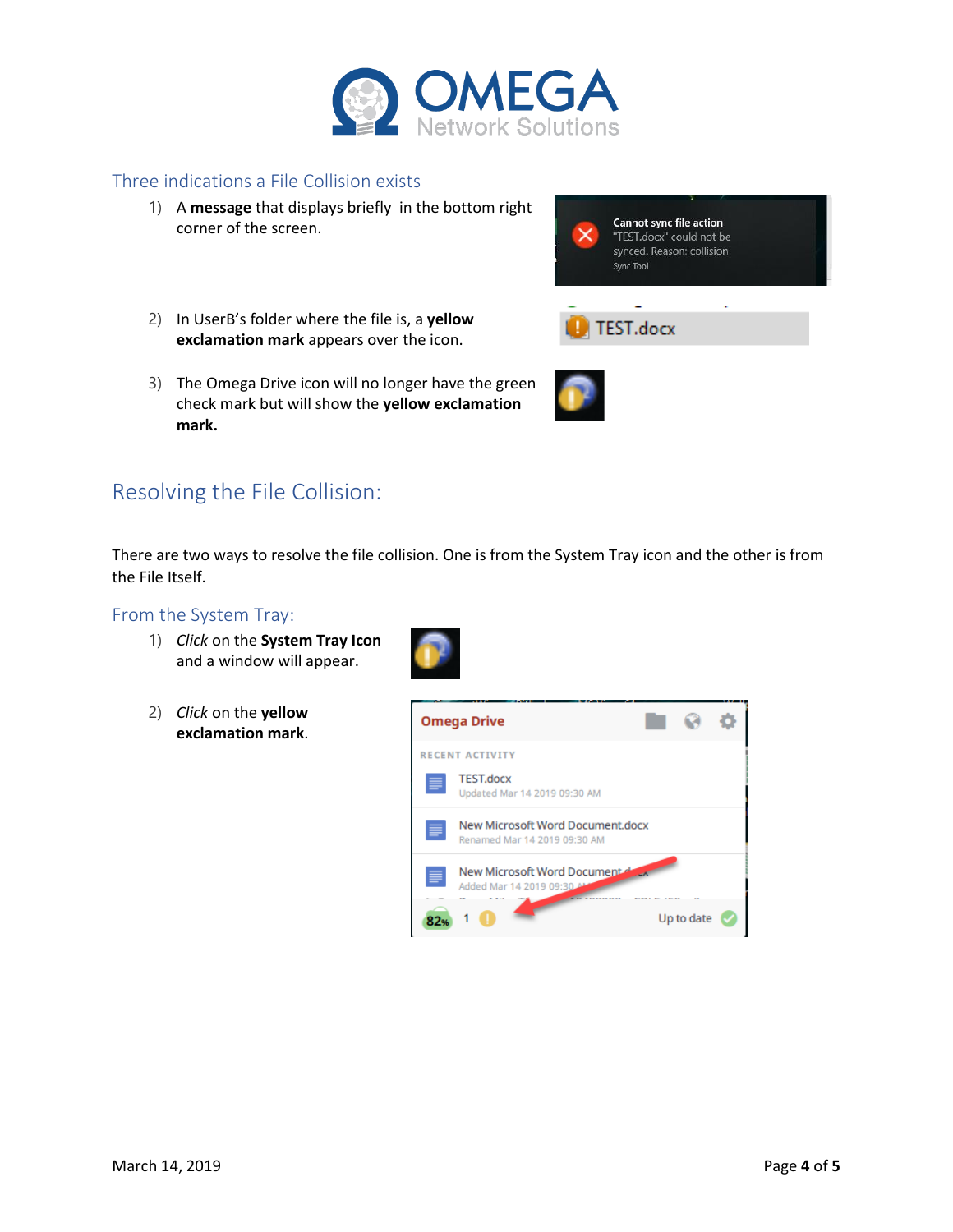## Three indications a File Collision exists

1) A **message** that displays briefly in the bottom right corner of the screen.

2) In UserB's folder where the file is, a **yellow exclamation mark** appears over the icon.

3) The Omega Drive icon will no longer have the green check mark but will show the **yellow exclamation mark.**

# Resolving the File Collision:

There are two ways to resolve the file collision. One is from the System Tray icon and the other is from the File Itself.

## From the System Tray:

1) *Click* on the **System Tray Icon** and a window will appear.

2) *Click* on the **yellow exclamation mark**.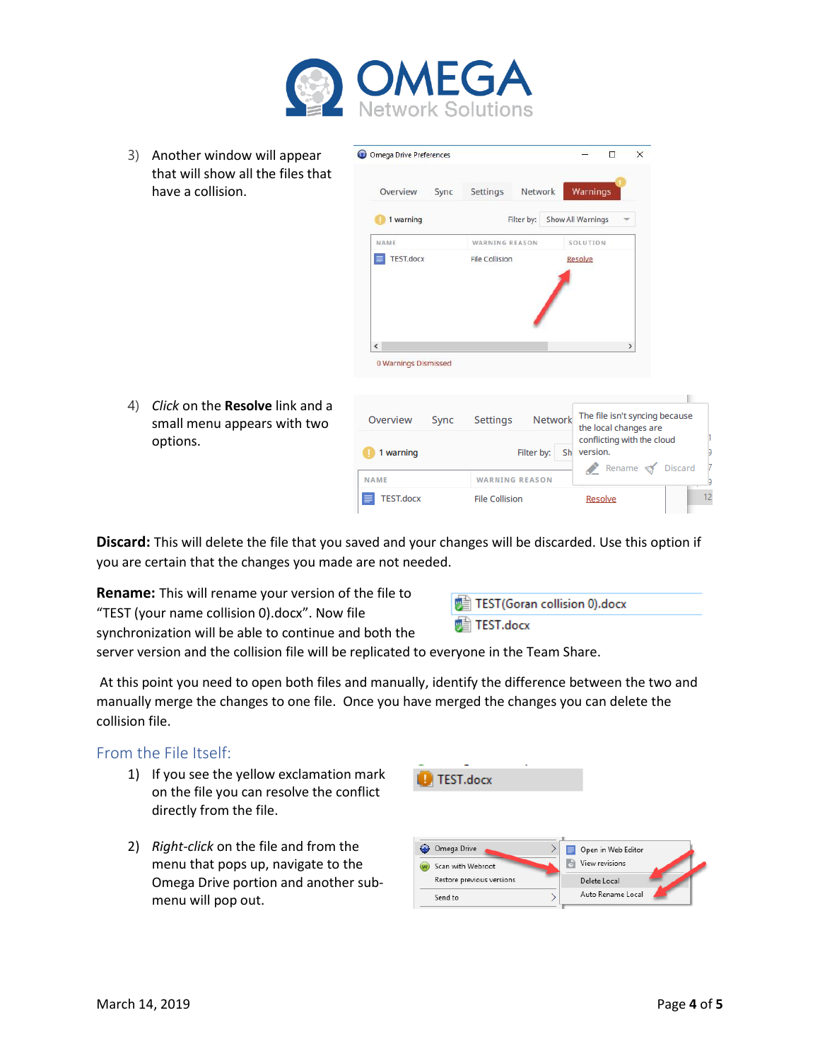3) Another window will appear that will show all the files that have a collision.

4) *Click* on the **Resolve** link and a small menu appears with two options.

**Discard:** This will delete the file that you saved and your changes will be discarded. Use this option if you are certain that the changes you made are not needed.

**Rename:** This will rename your version of the file to "TEST (your name collision 0).docx". Now file synchronization will be able to continue and both the server version and the collision file will be replicated to everyone in the Team Share.

At this point you need to open both files and manually, identify the difference between the two and manually merge the changes to one file. Once you have merged the changes you can delete the collision file.

## From the File Itself:

1) If you see the yellow exclamation mark on the file you can resolve the conflict directly from the file.

2) *Right-click* on the file and from the menu that pops up, navigate to the Omega Drive portion and another sub-menu will pop out.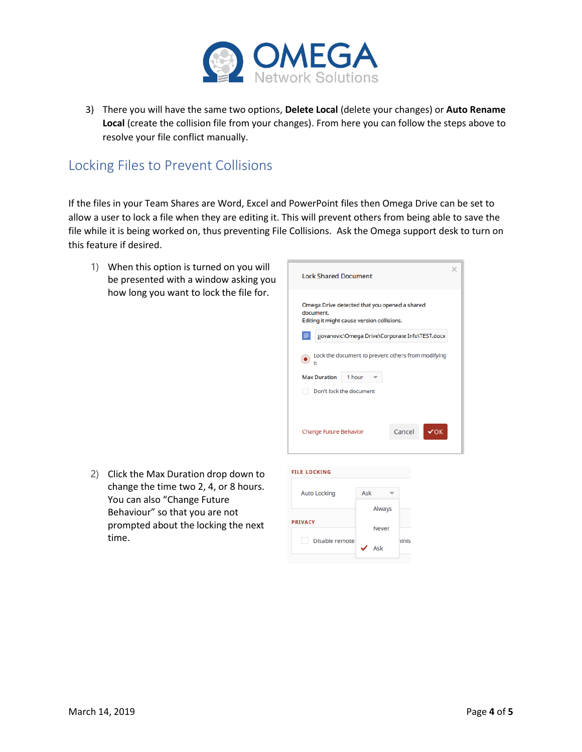3) There you will have the same two options, **Delete Local** (delete your changes) or **Auto Rename Local** (create the collision file from your changes). From here you can follow the steps above to resolve your file conflict manually.

## Locking Files to Prevent Collisions

If the files in your Team Shares are Word, Excel and PowerPoint files then Omega Drive can be set to allow a user to lock a file when they are editing it. This will prevent others from being able to save the file while it is being worked on, thus preventing File Collisions. Ask the Omega support desk to turn on this feature if desired.

1) When this option is turned on you will be presented with a window asking you how long you want to lock the file for.

2) Click the Max Duration drop down to change the time two 2, 4, or 8 hours. You can also "Change Future Behaviour" so that you are not prompted about the locking the next time.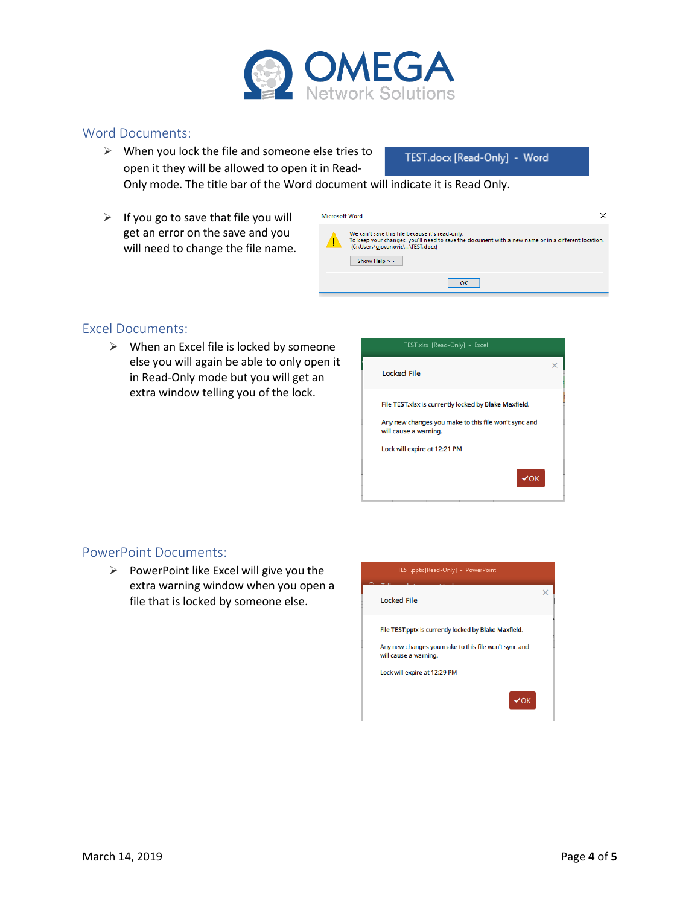## Word Documents:

- When you lock the file and someone else tries to open it they will be allowed to open it in Read-Only mode. The title bar of the Word document will indicate it is Read Only.

- If you go to save that file you will get an error on the save and you will need to change the file name.

## Excel Documents:

- When an Excel file is locked by someone else you will again be able to only open it in Read-Only mode but you will get an extra window telling you of the lock.

## PowerPoint Documents:

- PowerPoint like Excel will give you the extra warning window when you open a file that is locked by someone else.

March 14, 2019